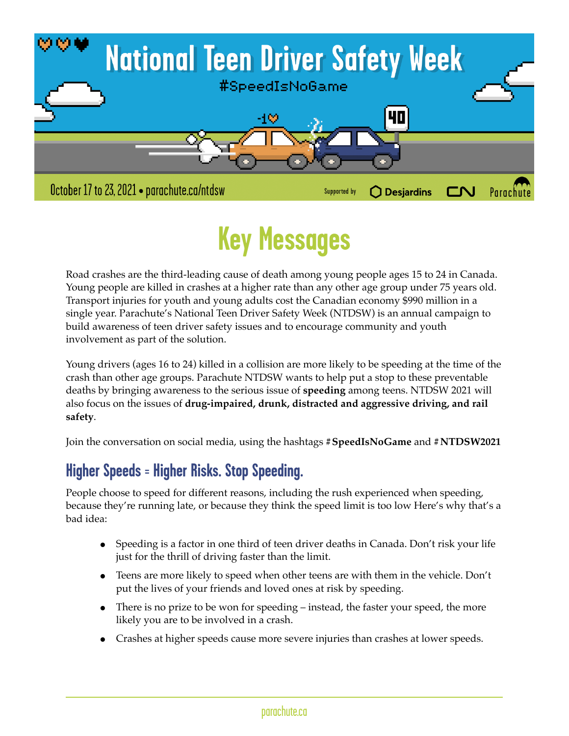# National Teen Driver Safety Week

#SpeedIsNoGame

October 17 to 23, 2021 • parachute.ca/ntdsw

Supported by Desjardins CN Parachute

## Key Messages

Road crashes are the third-leading cause of death among young people ages 15 to 24 in Canada. Young people are killed in crashes at a higher rate than any other age group under 75 years old. Transport injuries for youth and young adults cost the Canadian economy $990 million in a single year. Parachute's National Teen Driver Safety Week (NTDSW) is an annual campaign to build awareness of teen driver safety issues and to encourage community and youth involvement as part of the solution.

Young drivers (ages 16 to 24) killed in a collision are more likely to be speeding at the time of the crash than other age groups. Parachute NTDSW wants to help put a stop to these preventable deaths by bringing awareness to the serious issue of **speeding** among teens. NTDSW 2021 will also focus on the issues of **drug-impaired, drunk, distracted and aggressive driving, and rail safety**.

Join the conversation on social media, using the hashtags #**SpeedIsNoGame** and #**NTDSW2021**

### Higher Speeds = Higher Risks. Stop Speeding.

People choose to speed for different reasons, including the rush experienced when speeding, because they're running late, or because they think the speed limit is too low Here's why that's a bad idea:

- Speeding is a factor in one third of teen driver deaths in Canada. Don't risk your life just for the thrill of driving faster than the limit.
- Teens are more likely to speed when other teens are with them in the vehicle. Don't put the lives of your friends and loved ones at risk by speeding.
- There is no prize to be won for speeding – instead, the faster your speed, the more likely you are to be involved in a crash.
- Crashes at higher speeds cause more severe injuries than crashes at lower speeds.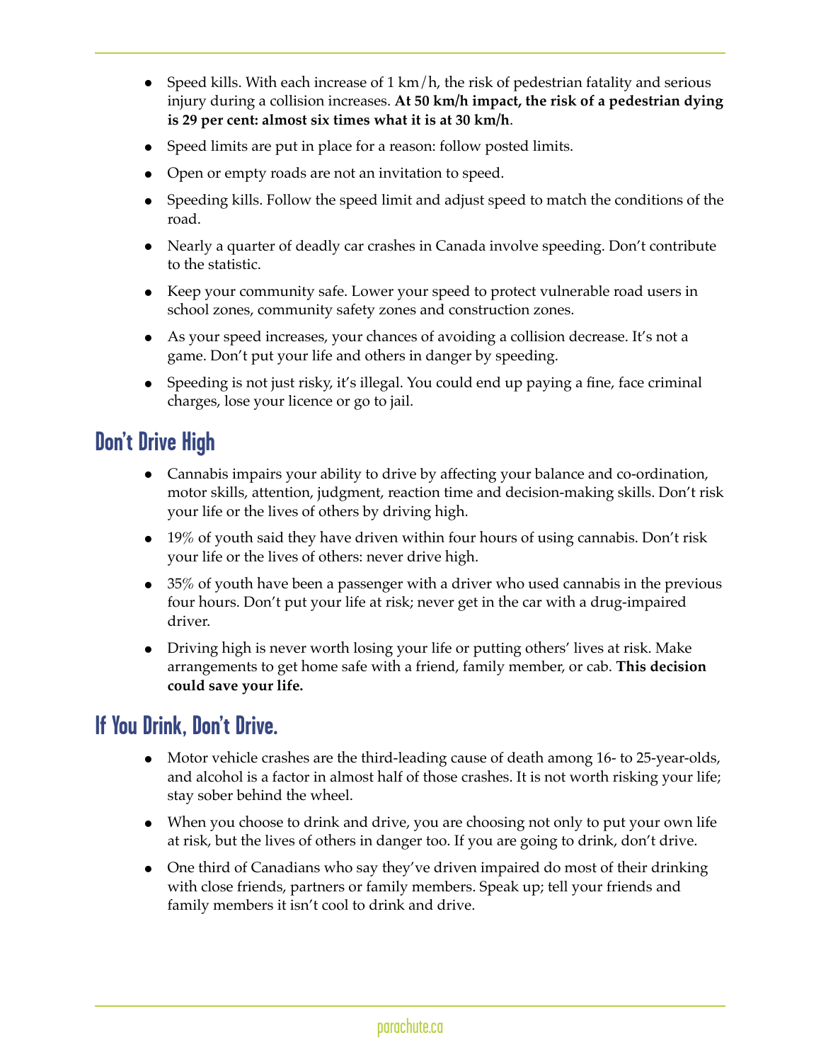- Speed kills. With each increase of 1 km/h, the risk of pedestrian fatality and serious injury during a collision increases. **At 50 km/h impact, the risk of a pedestrian dying is 29 per cent: almost six times what it is at 30 km/h**.
- Speed limits are put in place for a reason: follow posted limits.
- Open or empty roads are not an invitation to speed.
- Speeding kills. Follow the speed limit and adjust speed to match the conditions of the road.
- Nearly a quarter of deadly car crashes in Canada involve speeding. Don't contribute to the statistic.
- Keep your community safe. Lower your speed to protect vulnerable road users in school zones, community safety zones and construction zones.
- As your speed increases, your chances of avoiding a collision decrease. It's not a game. Don't put your life and others in danger by speeding.
- Speeding is not just risky, it's illegal. You could end up paying a fine, face criminal charges, lose your licence or go to jail.

## Don't Drive High

- Cannabis impairs your ability to drive by affecting your balance and co-ordination, motor skills, attention, judgment, reaction time and decision-making skills. Don't risk your life or the lives of others by driving high.
- 19% of youth said they have driven within four hours of using cannabis. Don't risk your life or the lives of others: never drive high.
- 35% of youth have been a passenger with a driver who used cannabis in the previous four hours. Don't put your life at risk; never get in the car with a drug-impaired driver.
- Driving high is never worth losing your life or putting others' lives at risk. Make arrangements to get home safe with a friend, family member, or cab. **This decision could save your life.**

## If You Drink, Don't Drive.

- Motor vehicle crashes are the third-leading cause of death among 16- to 25-year-olds, and alcohol is a factor in almost half of those crashes. It is not worth risking your life; stay sober behind the wheel.
- When you choose to drink and drive, you are choosing not only to put your own life at risk, but the lives of others in danger too. If you are going to drink, don't drive.
- One third of Canadians who say they've driven impaired do most of their drinking with close friends, partners or family members. Speak up; tell your friends and family members it isn't cool to drink and drive.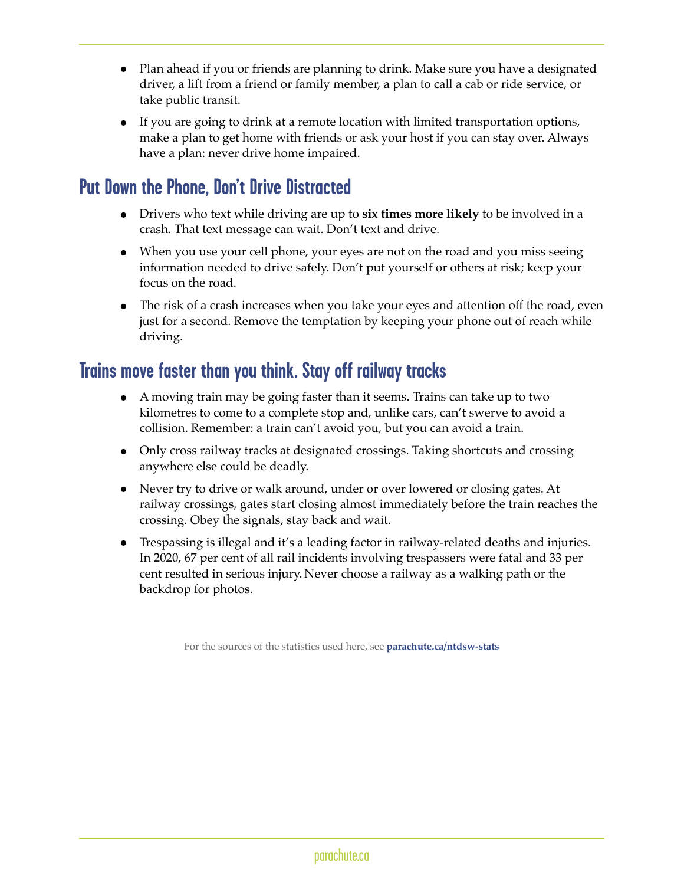- Plan ahead if you or friends are planning to drink. Make sure you have a designated driver, a lift from a friend or family member, a plan to call a cab or ride service, or take public transit.
- If you are going to drink at a remote location with limited transportation options, make a plan to get home with friends or ask your host if you can stay over. Always have a plan: never drive home impaired.

## Put Down the Phone, Don't Drive Distracted

- Drivers who text while driving are up to **six times more likely** to be involved in a crash. That text message can wait. Don't text and drive.
- When you use your cell phone, your eyes are not on the road and you miss seeing information needed to drive safely. Don't put yourself or others at risk; keep your focus on the road.
- The risk of a crash increases when you take your eyes and attention off the road, even just for a second. Remove the temptation by keeping your phone out of reach while driving.

## Trains move faster than you think. Stay off railway tracks

- A moving train may be going faster than it seems. Trains can take up to two kilometres to come to a complete stop and, unlike cars, can't swerve to avoid a collision. Remember: a train can't avoid you, but you can avoid a train.
- Only cross railway tracks at designated crossings. Taking shortcuts and crossing anywhere else could be deadly.
- Never try to drive or walk around, under or over lowered or closing gates. At railway crossings, gates start closing almost immediately before the train reaches the crossing. Obey the signals, stay back and wait.
- Trespassing is illegal and it's a leading factor in railway-related deaths and injuries. In 2020, 67 per cent of all rail incidents involving trespassers were fatal and 33 per cent resulted in serious injury. Never choose a railway as a walking path or the backdrop for photos.

For the sources of the statistics used here, see **parachute.ca/ntdsw-stats**